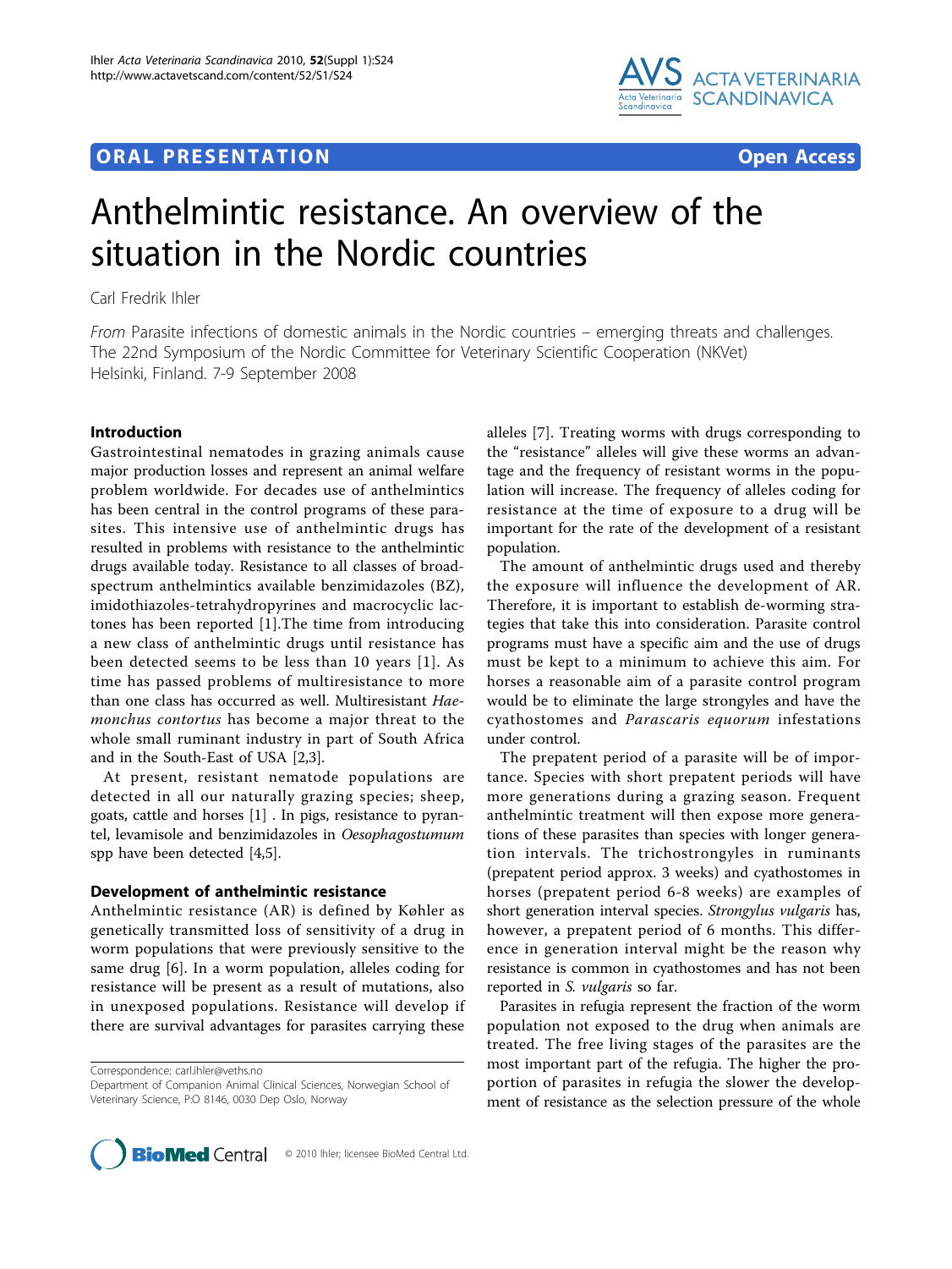## ORAL PRESENTATION

Open Access

# Anthelmintic resistance. An overview of the situation in the Nordic countries

Carl Fredrik Ihler

*From* Parasite infections of domestic animals in the Nordic countries – emerging threats and challenges. The 22nd Symposium of the Nordic Committee for Veterinary Scientific Cooperation (NKVet) Helsinki, Finland. 7-9 September 2008

### Introduction

Gastrointestinal nematodes in grazing animals cause major production losses and represent an animal welfare problem worldwide. For decades use of anthelmintics has been central in the control programs of these parasites. This intensive use of anthelmintic drugs has resulted in problems with resistance to the anthelmintic drugs available today. Resistance to all classes of broad-spectrum anthelmintics available benzimidazoles (BZ), imidothiazoles-tetrahydropyrines and macrocyclic lactones has been reported [1].The time from introducing a new class of anthelmintic drugs until resistance has been detected seems to be less than 10 years [1]. As time has passed problems of multiresistance to more than one class has occurred as well. Multiresistant *Haemonchus contortus* has become a major threat to the whole small ruminant industry in part of South Africa and in the South-East of USA [2,3].

At present, resistant nematode populations are detected in all our naturally grazing species; sheep, goats, cattle and horses [1] . In pigs, resistance to pyrantel, levamisole and benzimidazoles in *Oesophagostumum* spp have been detected [4,5].

### Development of anthelmintic resistance

Anthelmintic resistance (AR) is defined by Køhler as genetically transmitted loss of sensitivity of a drug in worm populations that were previously sensitive to the same drug [6]. In a worm population, alleles coding for resistance will be present as a result of mutations, also in unexposed populations. Resistance will develop if there are survival advantages for parasites carrying these alleles [7]. Treating worms with drugs corresponding to the "resistance" alleles will give these worms an advantage and the frequency of resistant worms in the population will increase. The frequency of alleles coding for resistance at the time of exposure to a drug will be important for the rate of the development of a resistant population.

The amount of anthelmintic drugs used and thereby the exposure will influence the development of AR. Therefore, it is important to establish de-worming strategies that take this into consideration. Parasite control programs must have a specific aim and the use of drugs must be kept to a minimum to achieve this aim. For horses a reasonable aim of a parasite control program would be to eliminate the large strongyles and have the cyathostomes and *Parascaris equorum* infestations under control.

The prepatent period of a parasite will be of importance. Species with short prepatent periods will have more generations during a grazing season. Frequent anthelmintic treatment will then expose more generations of these parasites than species with longer generation intervals. The trichostrongyles in ruminants (prepatent period approx. 3 weeks) and cyathostomes in horses (prepatent period 6-8 weeks) are examples of short generation interval species. *Strongylus vulgaris* has, however, a prepatent period of 6 months. This difference in generation interval might be the reason why resistance is common in cyathostomes and has not been reported in *S. vulgaris* so far.

Parasites in refugia represent the fraction of the worm population not exposed to the drug when animals are treated. The free living stages of the parasites are the most important part of the refugia. The higher the proportion of parasites in refugia the slower the development of resistance as the selection pressure of the whole

Correspondence: carl.ihler@veths.no
Department of Companion Animal Clinical Sciences, Norwegian School of Veterinary Science, P.O 8146, 0030 Dep Oslo, Norway

© 2010 Ihler; licensee BioMed Central Ltd.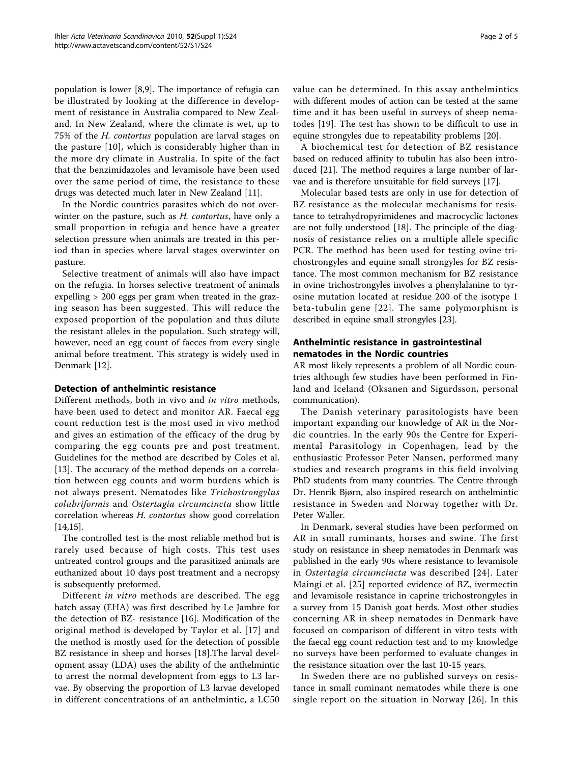population is lower [8,9]. The importance of refugia can be illustrated by looking at the difference in development of resistance in Australia compared to New Zealand. In New Zealand, where the climate is wet, up to 75% of the *H. contortus* population are larval stages on the pasture [10], which is considerably higher than in the more dry climate in Australia. In spite of the fact that the benzimidazoles and levamisole have been used over the same period of time, the resistance to these drugs was detected much later in New Zealand [11].

In the Nordic countries parasites which do not overwinter on the pasture, such as *H. contortus*, have only a small proportion in refugia and hence have a greater selection pressure when animals are treated in this period than in species where larval stages overwinter on pasture.

Selective treatment of animals will also have impact on the refugia. In horses selective treatment of animals expelling > 200 eggs per gram when treated in the grazing season has been suggested. This will reduce the exposed proportion of the population and thus dilute the resistant alleles in the population. Such strategy will, however, need an egg count of faeces from every single animal before treatment. This strategy is widely used in Denmark [12].

## Detection of anthelmintic resistance

Different methods, both in vivo and *in vitro* methods, have been used to detect and monitor AR. Faecal egg count reduction test is the most used in vivo method and gives an estimation of the efficacy of the drug by comparing the egg counts pre and post treatment. Guidelines for the method are described by Coles et al. [13]. The accuracy of the method depends on a correlation between egg counts and worm burdens which is not always present. Nematodes like *Trichostrongylus colubriformis* and *Ostertagia circumcincta* show little correlation whereas *H. contortus* show good correlation [14,15].

The controlled test is the most reliable method but is rarely used because of high costs. This test uses untreated control groups and the parasitized animals are euthanized about 10 days post treatment and a necropsy is subsequently preformed.

Different *in vitro* methods are described. The egg hatch assay (EHA) was first described by Le Jambre for the detection of BZ- resistance [16]. Modification of the original method is developed by Taylor et al. [17] and the method is mostly used for the detection of possible BZ resistance in sheep and horses [18].The larval development assay (LDA) uses the ability of the anthelmintic to arrest the normal development from eggs to L3 larvae. By observing the proportion of L3 larvae developed in different concentrations of an anthelmintic, a LC50 value can be determined. In this assay anthelmintics with different modes of action can be tested at the same time and it has been useful in surveys of sheep nematodes [19]. The test has shown to be difficult to use in equine strongyles due to repeatability problems [20].

A biochemical test for detection of BZ resistance based on reduced affinity to tubulin has also been introduced [21]. The method requires a large number of larvae and is therefore unsuitable for field surveys [17].

Molecular based tests are only in use for detection of BZ resistance as the molecular mechanisms for resistance to tetrahydropyrimidenes and macrocyclic lactones are not fully understood [18]. The principle of the diagnosis of resistance relies on a multiple allele specific PCR. The method has been used for testing ovine trichostrongyles and equine small strongyles for BZ resistance. The most common mechanism for BZ resistance in ovine trichostrongyles involves a phenylalanine to tyrosine mutation located at residue 200 of the isotype 1 beta-tubulin gene [22]. The same polymorphism is described in equine small strongyles [23].

## Anthelmintic resistance in gastrointestinal nematodes in the Nordic countries

AR most likely represents a problem of all Nordic countries although few studies have been performed in Finland and Iceland (Oksanen and Sigurdsson, personal communication).

The Danish veterinary parasitologists have been important expanding our knowledge of AR in the Nordic countries. In the early 90s the Centre for Experimental Parasitology in Copenhagen, lead by the enthusiastic Professor Peter Nansen, performed many studies and research programs in this field involving PhD students from many countries. The Centre through Dr. Henrik Bjørn, also inspired research on anthelmintic resistance in Sweden and Norway together with Dr. Peter Waller.

In Denmark, several studies have been performed on AR in small ruminants, horses and swine. The first study on resistance in sheep nematodes in Denmark was published in the early 90s where resistance to levamisole in *Ostertagia circumcincta* was described [24]. Later Maingi et al. [25] reported evidence of BZ, ivermectin and levamisole resistance in caprine trichostrongyles in a survey from 15 Danish goat herds. Most other studies concerning AR in sheep nematodes in Denmark have focused on comparison of different in vitro tests with the faecal egg count reduction test and to my knowledge no surveys have been performed to evaluate changes in the resistance situation over the last 10-15 years.

In Sweden there are no published surveys on resistance in small ruminant nematodes while there is one single report on the situation in Norway [26]. In this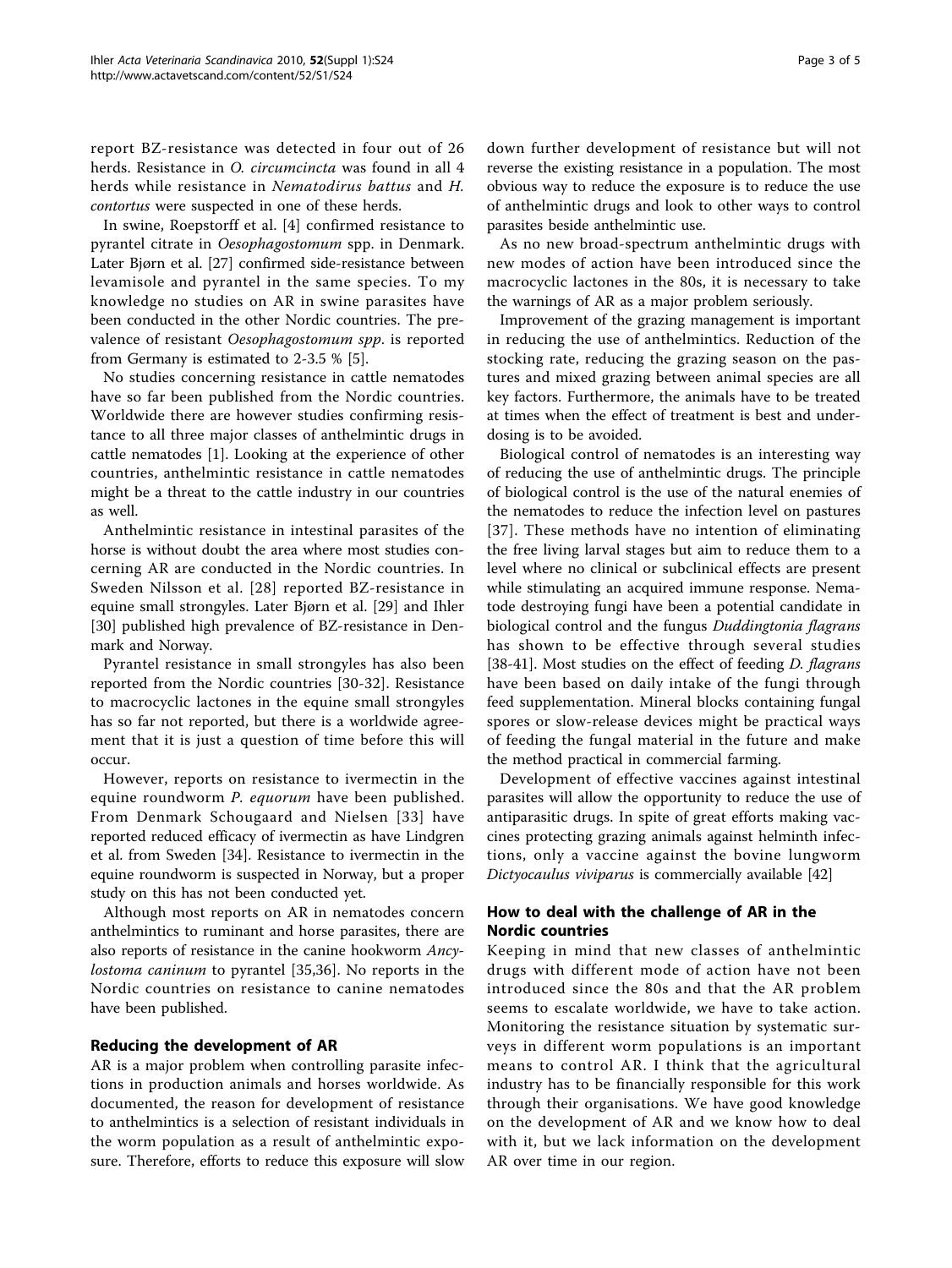report BZ-resistance was detected in four out of 26 herds. Resistance in *O. circumcincta* was found in all 4 herds while resistance in *Nematodirus battus* and *H. contortus* were suspected in one of these herds.

In swine, Roepstorff et al. [4] confirmed resistance to pyrantel citrate in *Oesophagostomum* spp. in Denmark. Later Bjørn et al. [27] confirmed side-resistance between levamisole and pyrantel in the same species. To my knowledge no studies on AR in swine parasites have been conducted in the other Nordic countries. The prevalence of resistant *Oesophagostomum spp.* is reported from Germany is estimated to 2-3.5 % [5].

No studies concerning resistance in cattle nematodes have so far been published from the Nordic countries. Worldwide there are however studies confirming resistance to all three major classes of anthelmintic drugs in cattle nematodes [1]. Looking at the experience of other countries, anthelmintic resistance in cattle nematodes might be a threat to the cattle industry in our countries as well.

Anthelmintic resistance in intestinal parasites of the horse is without doubt the area where most studies concerning AR are conducted in the Nordic countries. In Sweden Nilsson et al. [28] reported BZ-resistance in equine small strongyles. Later Bjørn et al. [29] and Ihler [30] published high prevalence of BZ-resistance in Denmark and Norway.

Pyrantel resistance in small strongyles has also been reported from the Nordic countries [30-32]. Resistance to macrocyclic lactones in the equine small strongyles has so far not reported, but there is a worldwide agreement that it is just a question of time before this will occur.

However, reports on resistance to ivermectin in the equine roundworm *P. equorum* have been published. From Denmark Schougaard and Nielsen [33] have reported reduced efficacy of ivermectin as have Lindgren et al. from Sweden [34]. Resistance to ivermectin in the equine roundworm is suspected in Norway, but a proper study on this has not been conducted yet.

Although most reports on AR in nematodes concern anthelmintics to ruminant and horse parasites, there are also reports of resistance in the canine hookworm *Ancylostoma caninum* to pyrantel [35,36]. No reports in the Nordic countries on resistance to canine nematodes have been published.

## Reducing the development of AR

AR is a major problem when controlling parasite infections in production animals and horses worldwide. As documented, the reason for development of resistance to anthelmintics is a selection of resistant individuals in the worm population as a result of anthelmintic exposure. Therefore, efforts to reduce this exposure will slow down further development of resistance but will not reverse the existing resistance in a population. The most obvious way to reduce the exposure is to reduce the use of anthelmintic drugs and look to other ways to control parasites beside anthelmintic use.

As no new broad-spectrum anthelmintic drugs with new modes of action have been introduced since the macrocyclic lactones in the 80s, it is necessary to take the warnings of AR as a major problem seriously.

Improvement of the grazing management is important in reducing the use of anthelmintics. Reduction of the stocking rate, reducing the grazing season on the pastures and mixed grazing between animal species are all key factors. Furthermore, the animals have to be treated at times when the effect of treatment is best and underdosing is to be avoided.

Biological control of nematodes is an interesting way of reducing the use of anthelmintic drugs. The principle of biological control is the use of the natural enemies of the nematodes to reduce the infection level on pastures [37]. These methods have no intention of eliminating the free living larval stages but aim to reduce them to a level where no clinical or subclinical effects are present while stimulating an acquired immune response. Nematode destroying fungi have been a potential candidate in biological control and the fungus *Duddingtonia flagrans* has shown to be effective through several studies [38-41]. Most studies on the effect of feeding *D. flagrans* have been based on daily intake of the fungi through feed supplementation. Mineral blocks containing fungal spores or slow-release devices might be practical ways of feeding the fungal material in the future and make the method practical in commercial farming.

Development of effective vaccines against intestinal parasites will allow the opportunity to reduce the use of antiparasitic drugs. In spite of great efforts making vaccines protecting grazing animals against helminth infections, only a vaccine against the bovine lungworm *Dictyocaulus viviparus* is commercially available [42]

## How to deal with the challenge of AR in the Nordic countries

Keeping in mind that new classes of anthelmintic drugs with different mode of action have not been introduced since the 80s and that the AR problem seems to escalate worldwide, we have to take action. Monitoring the resistance situation by systematic surveys in different worm populations is an important means to control AR. I think that the agricultural industry has to be financially responsible for this work through their organisations. We have good knowledge on the development of AR and we know how to deal with it, but we lack information on the development AR over time in our region.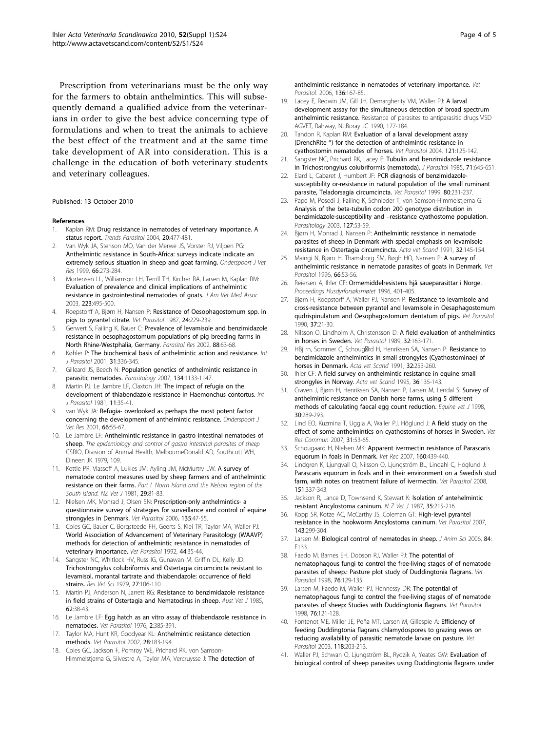Prescription from veterinarians must be the only way for the farmers to obtain anthelmintics. This will subsequently demand a qualified advice from the veterinarians in order to give the best advice concerning type of formulations and when to treat the animals to achieve the best effect of the treatment and at the same time take development of AR into consideration. This is a challenge in the education of both veterinary students and veterinary colleagues.

Published: 13 October 2010

## References

1. Kaplan RM: **Drug resistance in nematodes of veterinary importance. A status report.** *Trends Parasitol* 2004, **20**:477-481.
2. Van Wyk JA, Stenson MO, Van der Merwe JS, Vorster RJ, Viljoen PG: **Anthelmintic resistance in South-Africa: surveys indicate indicate an extremely serious situation in sheep and goat farming.** *Onderspoort J Vet Res* 1999, **66**:273-284.
3. Mortensen LL, Williamson LH, Terrill TH, Kircher RA, Larsen M, Kaplan RM: **Evaluation of prevalence and clinical implications of anthelmintic resistance in gastrointestinal nematodes of goats.** *J Am Vet Med Assoc* 2003, **223**:495-500.
4. Roepstorff A, Bjørn H, Nansen P: **Resistance of Oesophagostomum spp. in pigs to pyrantel citrate.** *Vet Parasitol* 1987, **24**:229-239.
5. Gerwert S, Failing K, Bauer C: **Prevalence of levamisole and benzimidazole resistance in oesophagostomum populations of pig breeding farms in North Rhine-Westphalia, Germany.** *Parasitol Res* 2002, **88**:63-68.
6. Køhler P: **The biochemical basis of anthelmintic action and resistance.** *Int J Parasitol* 2001, **31**:336-345.
7. Gilleard JS, Beech N: **Population genetics of anthelmintic resistance in parasitic nematodes.** *Parasitology* 2007, **134**:1133-1147.
8. Martin PJ, Le Jambre LF, Claxton JH: **The impact of refugia on the development of thiabendazole resistance in Haemonchus contortus.** *Int J Parasitol* 1981, **11**:35-41.
9. van Wyk JA: **Refugia- overlooked as perhaps the most potent factor concerning the development of anthelmintic resistance.** *Onderspoort J Vet Res* 2001, **66**:55-67.
10. Le Jambre LF: **Anthelmintic resistance in gastro intestinal nematodes of sheep.** *The epidemiology and control of gastro intestinal parasites of sheep* CSRIO, Division of Animal Health, MelbourneDonald AD, Southcott WH, Dineen JK 1979, 109.
11. Kettle PR, Vlassoff A, Lukies JM, Ayling JM, McMurtry LW: **A survey of nematode control measures used by sheep farmers and of anthelmintic resistance on their farms.** *Part I. North Island and the Nelson region of the South Island. NZ Vet J* 1981, **29**:81-83.
12. Nielsen MK, Monrad J, Olsen SN: **Prescription-only anthelmintics- a questionnaire survey of strategies for surveillance and control of equine strongyles in Denmark.** *Vet Parasitol* 2006, **135**:47-55.
13. Coles GC, Bauer C, Borgsteede FH, Geerts S, Klei TR, Taylor MA, Waller PJ: **World Association of Advancement of Veterinary Parasitology (WAAVP) methods for detection of anthelmintic resistance in nematodes of veterinary importance.** *Vet Parasitol* 1992, **44**:35-44.
14. Sangster NC, Whitlock HV, Russ IG, Gunawan M, Griffin DL, Kelly JD: **Trichostrongylus colubriformis and Ostertagia circumcincta resistant to levamisol, morantal tartrate and thiabendazole: occurrence of field strains.** *Res Vet Sci* 1979, **27**:106-110.
15. Martin PJ, Anderson N, Jarrett RG: **Resistance to benzimidazole resistance in field strains of Ostertagia and Nematodirus in sheep.** *Aust Vet J* 1985, **62**:38-43.
16. Le Jambre LF: **Egg hatch as an vitro assay of thiabendazole resistance in nematodes.** *Vet Parasitol* 1976, **2**:385-391.
17. Taylor MA, Hunt KR, Goodyear KL: **Anthelmintic resistance detection methods.** *Vet Parasitol* 2002, **28**:183-194.
18. Coles GC, Jackson F, Pomroy WE, Prichard RK, von Samson-Himmelstjerna G, Silvestre A, Taylor MA, Vercruysse J: **The detection of anthelmintic resistance in nematodes of veterinary importance.** *Vet Parasitol.* 2006, **136**:167-85.
19. Lacey E, Redwin JM, Gill JH, Demargherity VM, Waller PJ: **A larval development assay for the simultaneous detection of broad spectrum anthelmintic resistance.** Resistance of parasites to antiparasitic drugs.MSD AGVET, Rahway, NJ.Boray JC 1990, 177-184.
20. Tandon R, Kaplan RM: **Evaluation of a larval development assay (DrenchRite ®) for the detection of anthelmintic resistance in cyathostomin nematodes of horses.** *Vet Parasitol* 2004, **121**:125-142.
21. Sangster NC, Prichard RK, Lacey E: **Tubulin and benzimidazole resistance in Trichostrongylus colubriformis (nematoda).** *J Parasitol* 1985, **71**:645-651.
22. Elard L, Cabaret J, Humbert JF: **PCR diagnosis of benzimidazole-susceptibility or-resistance in natural population of the small ruminant parasite, Teladorsagia circumcincta.** *Vet Parasitol* 1999, **80**:231-237.
23. Pape M, Posedi J, Failing K, Schnieder T, von Samson-Himmelstjerna G: **Analysis of the beta-tubulin codon 200 genotype distribution in benzimidazole-susceptibility and –resistance cyathostome population.** *Parasitology* 2003, **127**:53-59.
24. Bjørn H, Monrad J, Nansen P: **Anthelmintic resistance in nematode parasites of sheep in Denmark with special emphasis on levamisole resistance in Ostertagia circumcincta.** *Acta vet Scand* 1991, **32**:145-154.
25. Maingi N, Bjørn H, Thamsborg SM, Bøgh HO, Nansen P: **A survey of anthelmintic resistance in nematode parasites of goats in Denmark.** *Vet Parasitol* 1996, **66**:53-56.
26. Reiersen A, Ihler CF: **Ormemiddelresistens hjå saueparasittar i Norge.** *Proceedings Husdyrforsøksmøtet* 1996, 401-405.
27. Bjørn H, Roepstorff A, Waller PJ, Nansen P: **Resistance to levamisole and cross-resistance between pyrantel and levamisole in Oesaphagostomum qudrispinulatum and Oesophagostomum dentatum of pigs.** *Vet Parasitol* 1990, **37**:21-30.
28. Nilsson O, Lindholm A, Christensson D: **A field evaluation of anthelmintics in horses in Sweden.** *Vet Parasitol* 1989, **32**:163-171.
29. HBj rn H, Sommer C, Schougård H, Henriksen SA, Nansen P: **Resistance to benzimidazole anthelmintics in small strongyles (Cyathostominae) of horses in Denmark.** *Acta vet Scand* 1991, **32**:253-260.
30. Ihler CF: **A field survey on anthelmintic resistance in equine small strongyles in Norway.** *Acta vet Scand* 1995, **36**:135-143.
31. Craven J, Bjørn H, Henriksen SA, Nansen P, Larsen M, Lendal S: **Survey of anthelmintic resistance on Danish horse farms, using 5 different methods of calculating faecal egg count reduction.** *Equine vet J* 1998, **30**:289-293.
32. Lind EO, Kuzmina T, Uggla A, Waller PJ, Höglund J: **A field study on the effect of some anthelmintics on cyathostomins of horses in Sweden.** *Vet Res Commun* 2007, **31**:53-65.
33. Schougaard H, Nielsen MK: **Apparent ivermectin resistance of Parascaris equorum in foals in Denmark.** *Vet Rec* 2007, **160**:439-440.
34. Lindgren K, Ljungvall O, Nilsson O, Ljungström BL, Lindahl C, Höglund J: **Parascaris equorum in foals and in their environment on a Swedish stud farm, with notes on treatment failure of ivermectin.** *Vet Parasitol* 2008, **151**:337-343.
35. Jackson R, Lance D, Townsend K, Stewart K: **Isolation of antehelmintic resistant Ancylostoma caninum.** *N Z Vet J* 1987, **35**:215-216.
36. Kopp SR, Kotze AC, McCarthy JS, Coleman GT: **High-level pyrantel resistance in the hookworm Ancylostoma caninum.** *Vet Parasitol* 2007, **143**:299-304.
37. Larsen M: **Biological control of nematodes in sheep.** *J Anim Sci* 2006, **84**: E133.
38. Faedo M, Barnes EH, Dobson RJ, Waller PJ: **The potential of nematophagous fungi to control the free-living stages of nematode parasites of sheep.: Pasture plot study of Duddingtonia flagrans.** *Vet Parasitol* 1998, **76**:129-135.
39. Larsen M, Faedo M, Waller PJ, Hennessy DR: **The potential of nematophagous fungi to control the free-living stages of nematode parasites of sheep: Studies with Duddingtonia flagrans.** *Vet Parasitol* 1998, **76**:121-128.
40. Fontenot ME, Miller JE, Peña MT, Larsen M, Gillespie A: **Efficiency of feeding Duddingtonia flagrans chlamydospores to grazing ewes on reducing availability of parasitic nematode larvae on pasture.** *Vet Parasitol* 2003, **118**:203-213.
41. Waller PJ, Schwan O, Ljungström BL, Rydzik A, Yeates GW: **Evaluation of biological control of sheep parasites using Duddingtonia flagrans under**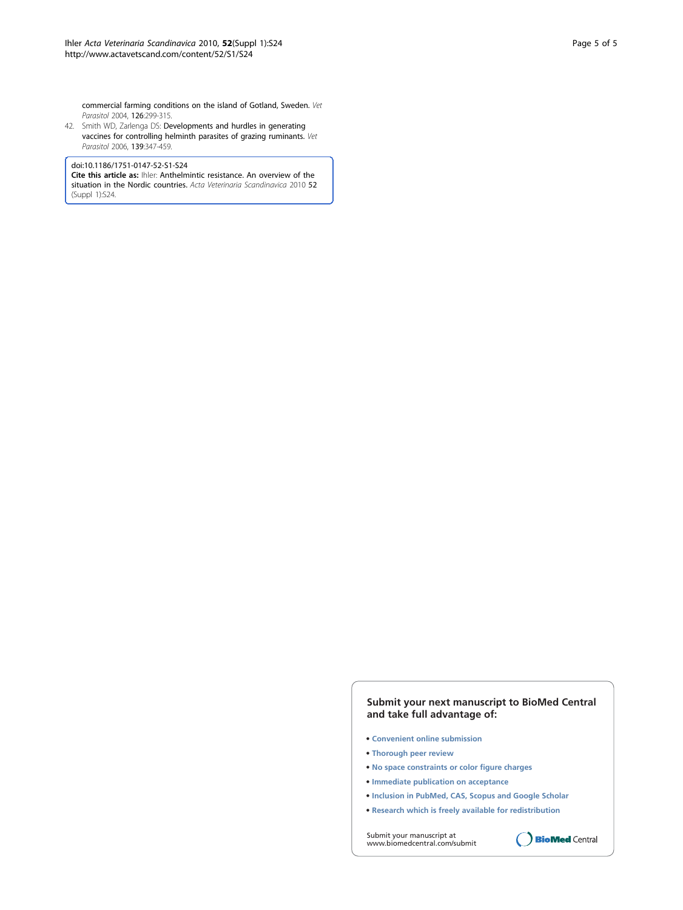commercial farming conditions on the island of Gotland, Sweden. *Vet Parasitol* 2004, **126**:299-315.

42. Smith WD, Zarlenga DS: Developments and hurdles in generating vaccines for controlling helminth parasites of grazing ruminants. *Vet Parasitol* 2006, **139**:347-459.

doi:10.1186/1751-0147-52-S1-S24

**Cite this article as:** Ihler: Anthelmintic resistance. An overview of the situation in the Nordic countries. *Acta Veterinaria Scandinavica* 2010 **52** (Suppl 1):S24.

**Submit your next manuscript to BioMed Central and take full advantage of:**

- **Convenient online submission**
- **Thorough peer review**
- **No space constraints or color figure charges**
- **Immediate publication on acceptance**
- **Inclusion in PubMed, CAS, Scopus and Google Scholar**
- **Research which is freely available for redistribution**

Submit your manuscript at www.biomedcentral.com/submit

BioMed Central